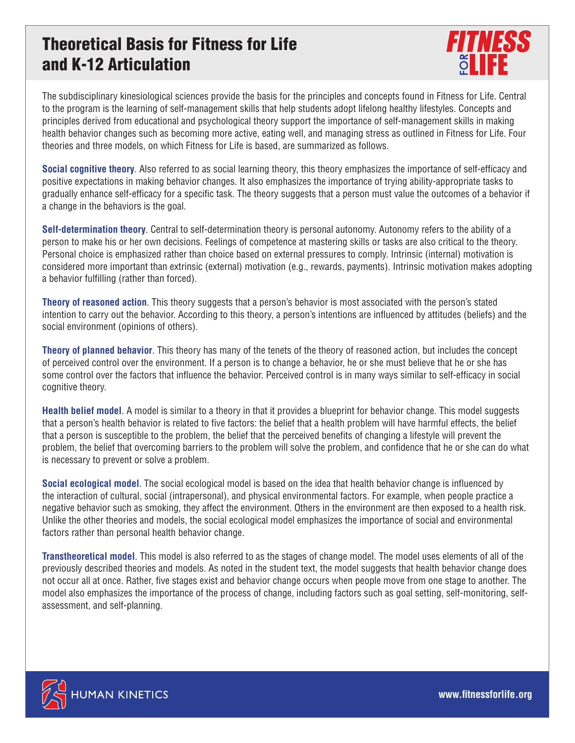# Theoretical Basis for Fitness for Life and K-12 Articulation

The subdisciplinary kinesiological sciences provide the basis for the principles and concepts found in Fitness for Life. Central to the program is the learning of self-management skills that help students adopt lifelong healthy lifestyles. Concepts and principles derived from educational and psychological theory support the importance of self-management skills in making health behavior changes such as becoming more active, eating well, and managing stress as outlined in Fitness for Life. Four theories and three models, on which Fitness for Life is based, are summarized as follows.

**Social cognitive theory**. Also referred to as social learning theory, this theory emphasizes the importance of self-efficacy and positive expectations in making behavior changes. It also emphasizes the importance of trying ability-appropriate tasks to gradually enhance self-efficacy for a specific task. The theory suggests that a person must value the outcomes of a behavior if a change in the behaviors is the goal.

**Self-determination theory**. Central to self-determination theory is personal autonomy. Autonomy refers to the ability of a person to make his or her own decisions. Feelings of competence at mastering skills or tasks are also critical to the theory. Personal choice is emphasized rather than choice based on external pressures to comply. Intrinsic (internal) motivation is considered more important than extrinsic (external) motivation (e.g., rewards, payments). Intrinsic motivation makes adopting a behavior fulfilling (rather than forced).

**Theory of reasoned action**. This theory suggests that a person's behavior is most associated with the person's stated intention to carry out the behavior. According to this theory, a person's intentions are influenced by attitudes (beliefs) and the social environment (opinions of others).

**Theory of planned behavior**. This theory has many of the tenets of the theory of reasoned action, but includes the concept of perceived control over the environment. If a person is to change a behavior, he or she must believe that he or she has some control over the factors that influence the behavior. Perceived control is in many ways similar to self-efficacy in social cognitive theory.

**Health belief model**. A model is similar to a theory in that it provides a blueprint for behavior change. This model suggests that a person's health behavior is related to five factors: the belief that a health problem will have harmful effects, the belief that a person is susceptible to the problem, the belief that the perceived benefits of changing a lifestyle will prevent the problem, the belief that overcoming barriers to the problem will solve the problem, and confidence that he or she can do what is necessary to prevent or solve a problem.

**Social ecological model**. The social ecological model is based on the idea that health behavior change is influenced by the interaction of cultural, social (intrapersonal), and physical environmental factors. For example, when people practice a negative behavior such as smoking, they affect the environment. Others in the environment are then exposed to a health risk. Unlike the other theories and models, the social ecological model emphasizes the importance of social and environmental factors rather than personal health behavior change.

**Transtheoretical model**. This model is also referred to as the stages of change model. The model uses elements of all of the previously described theories and models. As noted in the student text, the model suggests that health behavior change does not occur all at once. Rather, five stages exist and behavior change occurs when people move from one stage to another. The model also emphasizes the importance of the process of change, including factors such as goal setting, self-monitoring, self-assessment, and self-planning.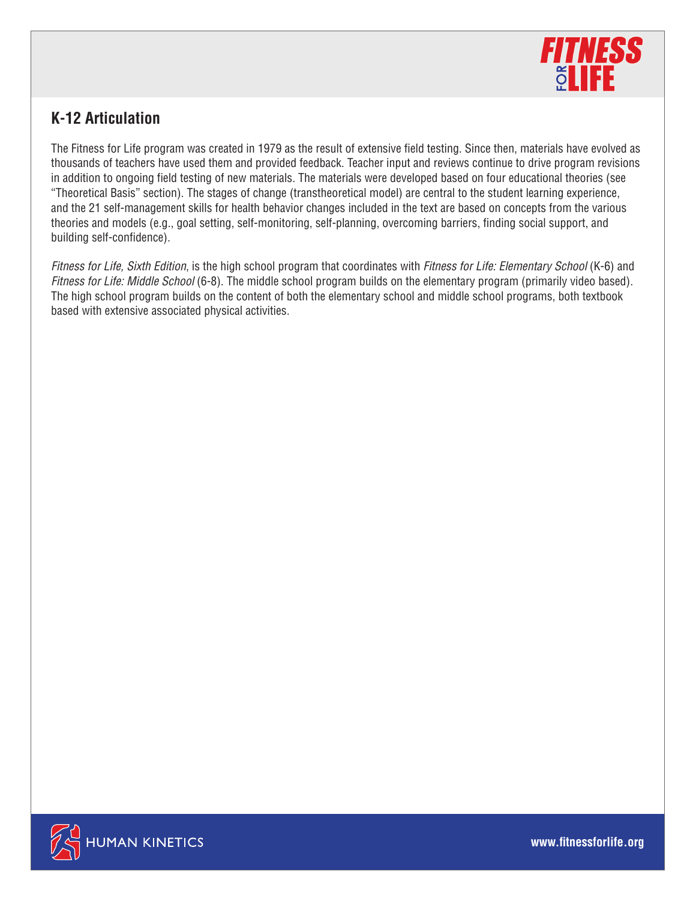## K-12 Articulation

The Fitness for Life program was created in 1979 as the result of extensive field testing. Since then, materials have evolved as thousands of teachers have used them and provided feedback. Teacher input and reviews continue to drive program revisions in addition to ongoing field testing of new materials. The materials were developed based on four educational theories (see "Theoretical Basis" section). The stages of change (transtheoretical model) are central to the student learning experience, and the 21 self-management skills for health behavior changes included in the text are based on concepts from the various theories and models (e.g., goal setting, self-monitoring, self-planning, overcoming barriers, finding social support, and building self-confidence).

*Fitness for Life, Sixth Edition*, is the high school program that coordinates with *Fitness for Life: Elementary School* (K-6) and *Fitness for Life: Middle School* (6-8). The middle school program builds on the elementary program (primarily video based). The high school program builds on the content of both the elementary school and middle school programs, both textbook based with extensive associated physical activities.